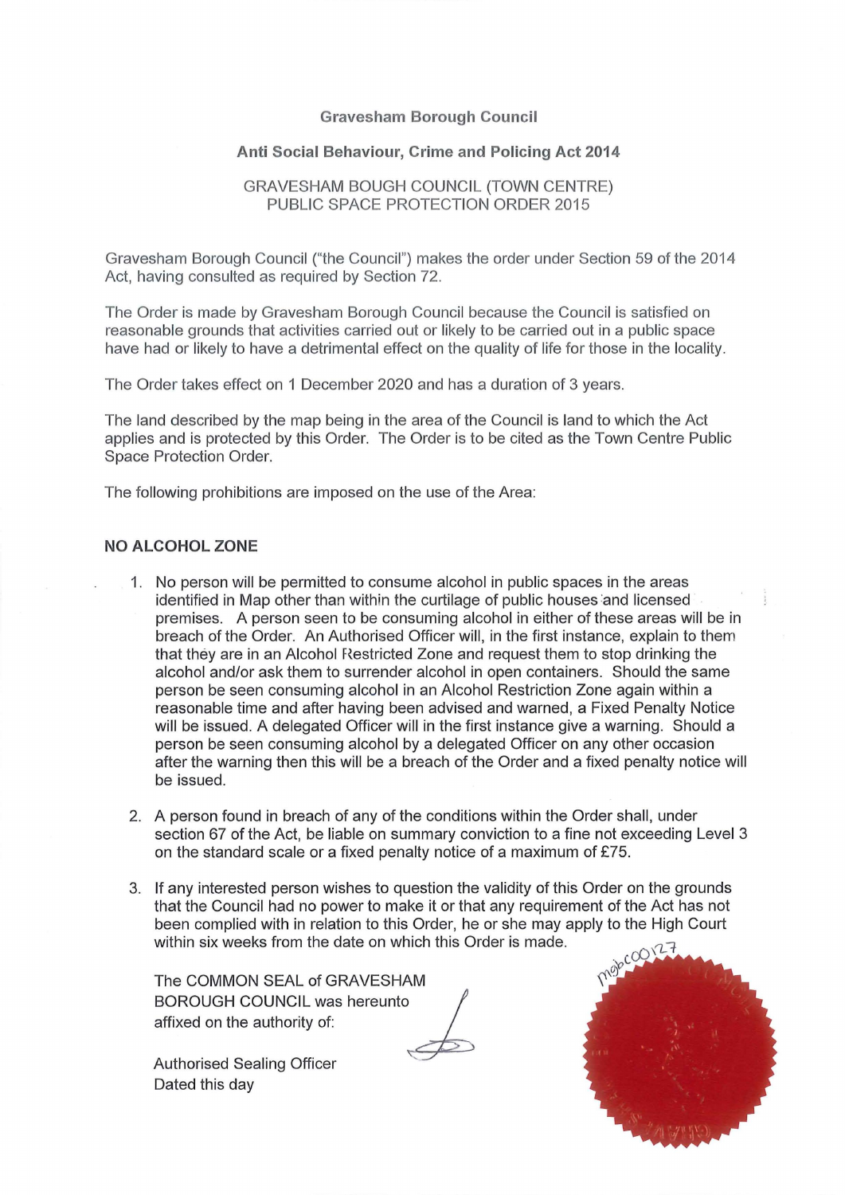**Gravesham Borough Council**

**Anti Social Behaviour, Crime and Policing Act 2014**

GRAVESHAM BOUGH COUNCIL (TOWN CENTRE)
PUBLIC SPACE PROTECTION ORDER 2015

Gravesham Borough Council ("the Council") makes the order under Section 59 of the 2014 Act, having consulted as required by Section 72.

The Order is made by Gravesham Borough Council because the Council is satisfied on reasonable grounds that activities carried out or likely to be carried out in a public space have had or likely to have a detrimental effect on the quality of life for those in the locality.

The Order takes effect on 1 December 2020 and has a duration of 3 years.

The land described by the map being in the area of the Council is land to which the Act applies and is protected by this Order. The Order is to be cited as the Town Centre Public Space Protection Order.

The following prohibitions are imposed on the use of the Area:

**NO ALCOHOL ZONE**

1. No person will be permitted to consume alcohol in public spaces in the areas identified in Map other than within the curtilage of public houses and licensed premises. A person seen to be consuming alcohol in either of these areas will be in breach of the Order. An Authorised Officer will, in the first instance, explain to them that they are in an Alcohol Restricted Zone and request them to stop drinking the alcohol and/or ask them to surrender alcohol in open containers. Should the same person be seen consuming alcohol in an Alcohol Restriction Zone again within a reasonable time and after having been advised and warned, a Fixed Penalty Notice will be issued. A delegated Officer will in the first instance give a warning. Should a person be seen consuming alcohol by a delegated Officer on any other occasion after the warning then this will be a breach of the Order and a fixed penalty notice will be issued.

2. A person found in breach of any of the conditions within the Order shall, under section 67 of the Act, be liable on summary conviction to a fine not exceeding Level 3 on the standard scale or a fixed penalty notice of a maximum of £75.

3. If any interested person wishes to question the validity of this Order on the grounds that the Council had no power to make it or that any requirement of the Act has not been complied with in relation to this Order, he or she may apply to the High Court within six weeks from the date on which this Order is made.

mgbc00127

The COMMON SEAL of GRAVESHAM BOROUGH COUNCIL was hereunto affixed on the authority of:

Authorised Sealing Officer
Dated this day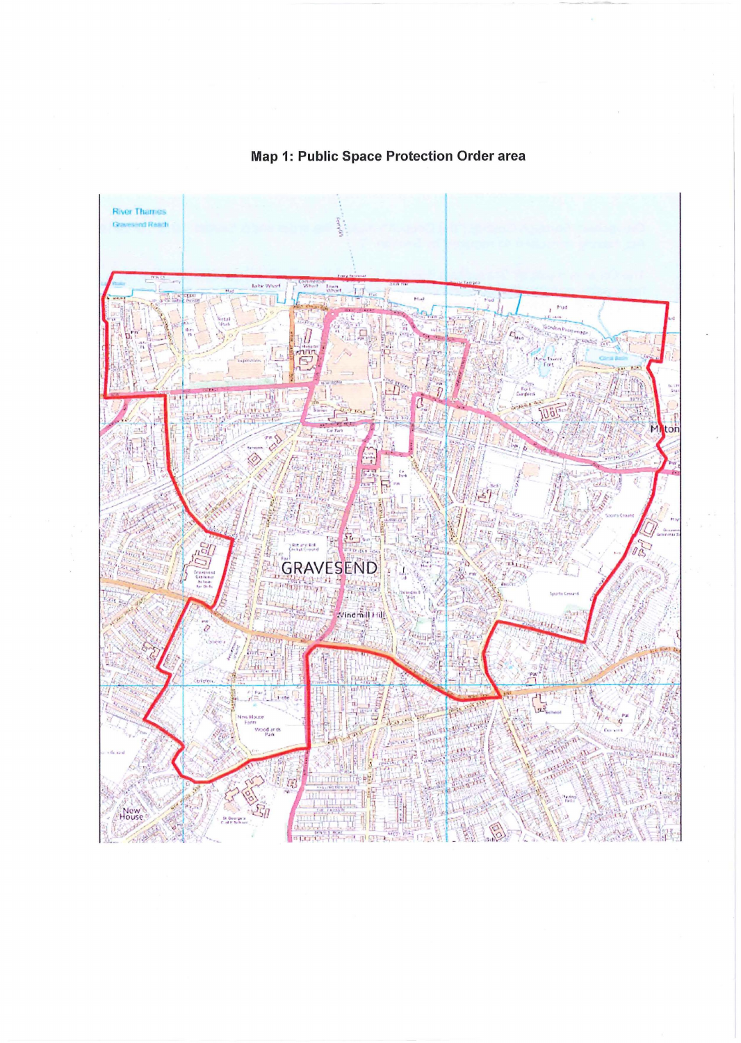**Map 1: Public Space Protection Order area**